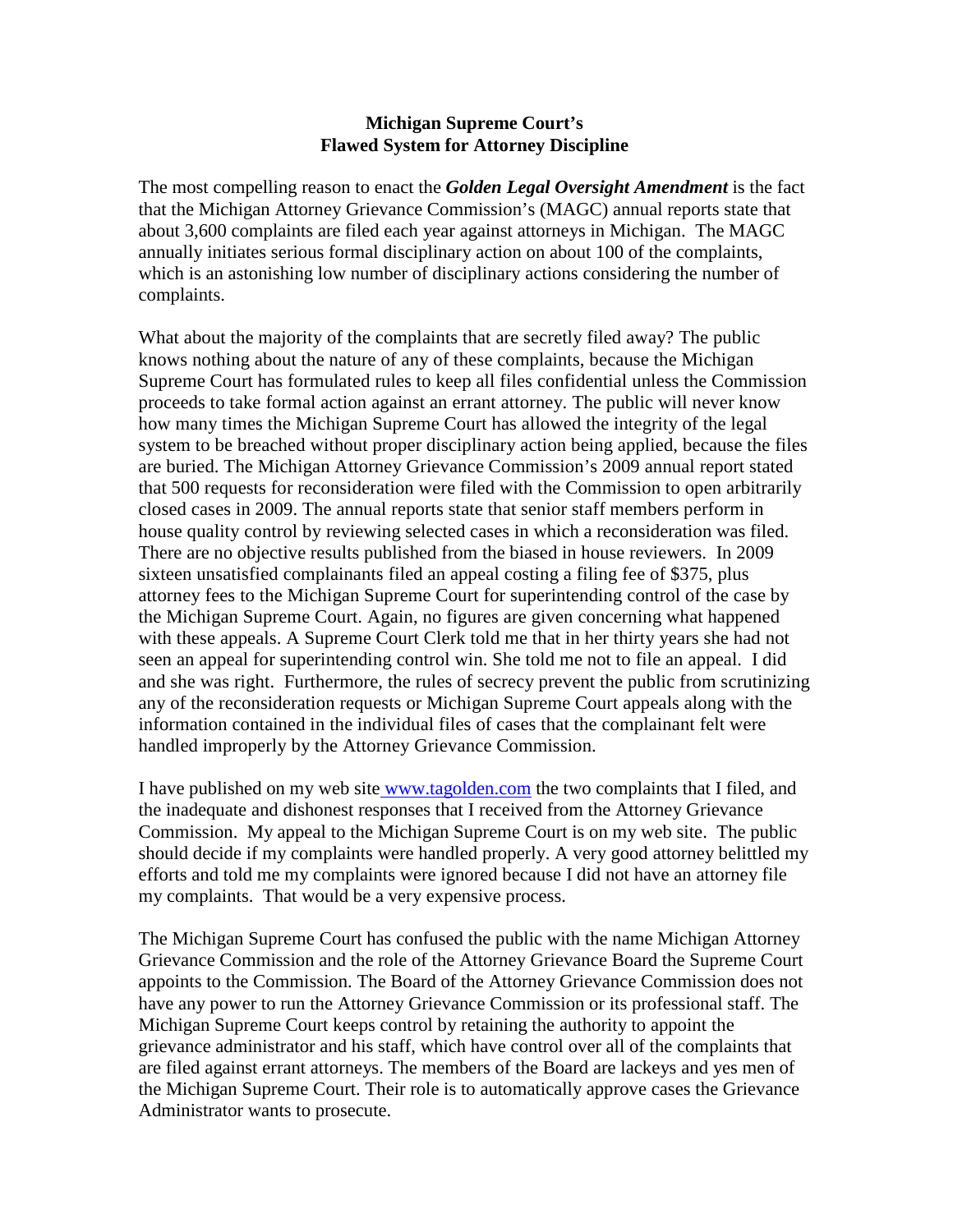# Michigan Supreme Court's Flawed System for Attorney Discipline

The most compelling reason to enact the ***Golden Legal Oversight Amendment*** is the fact that the Michigan Attorney Grievance Commission's (MAGC) annual reports state that about 3,600 complaints are filed each year against attorneys in Michigan. The MAGC annually initiates serious formal disciplinary action on about 100 of the complaints, which is an astonishing low number of disciplinary actions considering the number of complaints.

What about the majority of the complaints that are secretly filed away? The public knows nothing about the nature of any of these complaints, because the Michigan Supreme Court has formulated rules to keep all files confidential unless the Commission proceeds to take formal action against an errant attorney. The public will never know how many times the Michigan Supreme Court has allowed the integrity of the legal system to be breached without proper disciplinary action being applied, because the files are buried. The Michigan Attorney Grievance Commission's 2009 annual report stated that 500 requests for reconsideration were filed with the Commission to open arbitrarily closed cases in 2009. The annual reports state that senior staff members perform in house quality control by reviewing selected cases in which a reconsideration was filed. There are no objective results published from the biased in house reviewers. In 2009 sixteen unsatisfied complainants filed an appeal costing a filing fee of $375, plus attorney fees to the Michigan Supreme Court for superintending control of the case by the Michigan Supreme Court. Again, no figures are given concerning what happened with these appeals. A Supreme Court Clerk told me that in her thirty years she had not seen an appeal for superintending control win. She told me not to file an appeal. I did and she was right. Furthermore, the rules of secrecy prevent the public from scrutinizing any of the reconsideration requests or Michigan Supreme Court appeals along with the information contained in the individual files of cases that the complainant felt were handled improperly by the Attorney Grievance Commission.

I have published on my web site [www.tagolden.com](http://www.tagolden.com) the two complaints that I filed, and the inadequate and dishonest responses that I received from the Attorney Grievance Commission. My appeal to the Michigan Supreme Court is on my web site. The public should decide if my complaints were handled properly. A very good attorney belittled my efforts and told me my complaints were ignored because I did not have an attorney file my complaints. That would be a very expensive process.

The Michigan Supreme Court has confused the public with the name Michigan Attorney Grievance Commission and the role of the Attorney Grievance Board the Supreme Court appoints to the Commission. The Board of the Attorney Grievance Commission does not have any power to run the Attorney Grievance Commission or its professional staff. The Michigan Supreme Court keeps control by retaining the authority to appoint the grievance administrator and his staff, which have control over all of the complaints that are filed against errant attorneys. The members of the Board are lackeys and yes men of the Michigan Supreme Court. Their role is to automatically approve cases the Grievance Administrator wants to prosecute.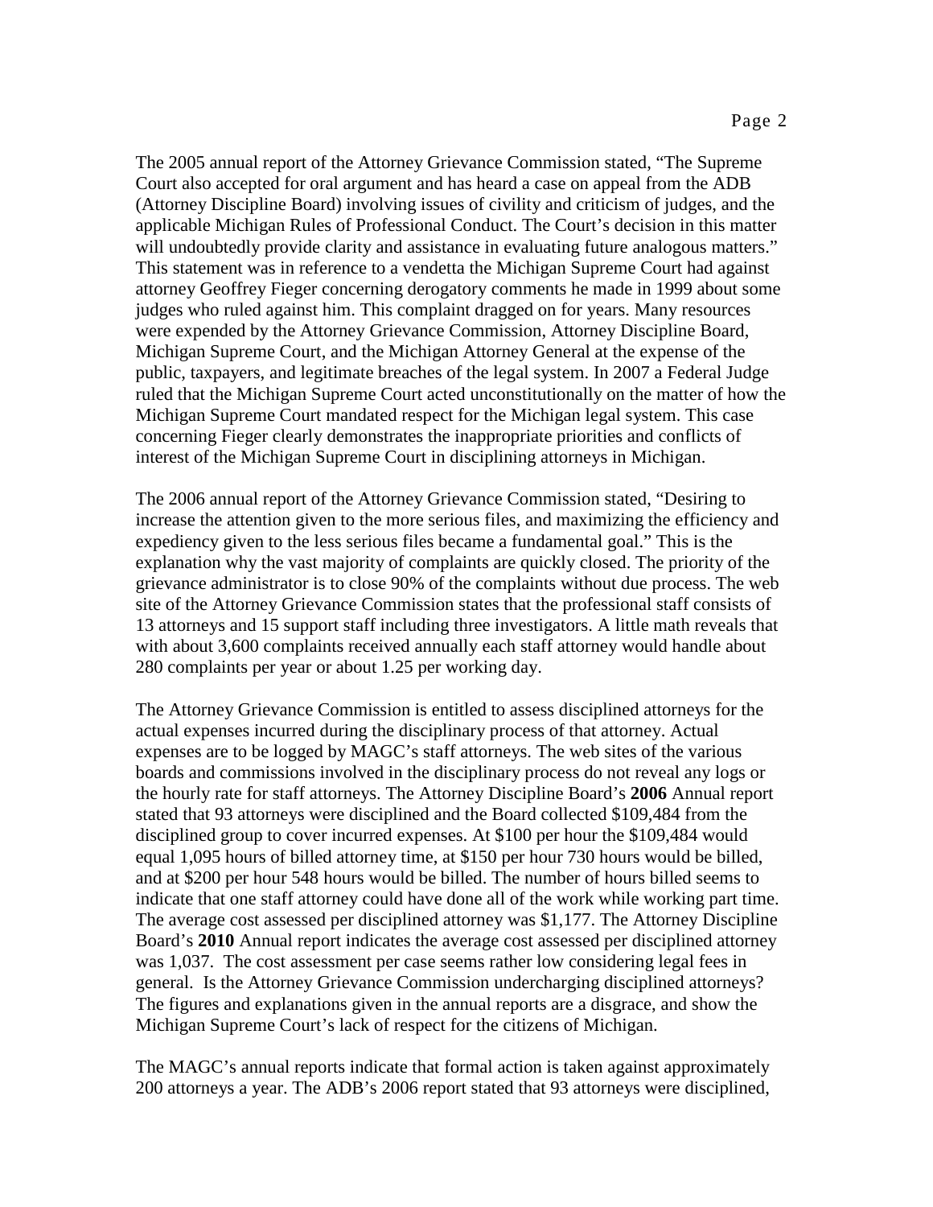The 2005 annual report of the Attorney Grievance Commission stated, "The Supreme Court also accepted for oral argument and has heard a case on appeal from the ADB (Attorney Discipline Board) involving issues of civility and criticism of judges, and the applicable Michigan Rules of Professional Conduct. The Court's decision in this matter will undoubtedly provide clarity and assistance in evaluating future analogous matters." This statement was in reference to a vendetta the Michigan Supreme Court had against attorney Geoffrey Fieger concerning derogatory comments he made in 1999 about some judges who ruled against him. This complaint dragged on for years. Many resources were expended by the Attorney Grievance Commission, Attorney Discipline Board, Michigan Supreme Court, and the Michigan Attorney General at the expense of the public, taxpayers, and legitimate breaches of the legal system. In 2007 a Federal Judge ruled that the Michigan Supreme Court acted unconstitutionally on the matter of how the Michigan Supreme Court mandated respect for the Michigan legal system. This case concerning Fieger clearly demonstrates the inappropriate priorities and conflicts of interest of the Michigan Supreme Court in disciplining attorneys in Michigan.

The 2006 annual report of the Attorney Grievance Commission stated, "Desiring to increase the attention given to the more serious files, and maximizing the efficiency and expediency given to the less serious files became a fundamental goal." This is the explanation why the vast majority of complaints are quickly closed. The priority of the grievance administrator is to close 90% of the complaints without due process. The web site of the Attorney Grievance Commission states that the professional staff consists of 13 attorneys and 15 support staff including three investigators. A little math reveals that with about 3,600 complaints received annually each staff attorney would handle about 280 complaints per year or about 1.25 per working day.

The Attorney Grievance Commission is entitled to assess disciplined attorneys for the actual expenses incurred during the disciplinary process of that attorney. Actual expenses are to be logged by MAGC's staff attorneys. The web sites of the various boards and commissions involved in the disciplinary process do not reveal any logs or the hourly rate for staff attorneys. The Attorney Discipline Board's **2006** Annual report stated that 93 attorneys were disciplined and the Board collected $109,484 from the disciplined group to cover incurred expenses. At $100 per hour the $109,484 would equal 1,095 hours of billed attorney time, at $150 per hour 730 hours would be billed, and at $200 per hour 548 hours would be billed. The number of hours billed seems to indicate that one staff attorney could have done all of the work while working part time. The average cost assessed per disciplined attorney was $1,177. The Attorney Discipline Board's **2010** Annual report indicates the average cost assessed per disciplined attorney was 1,037. The cost assessment per case seems rather low considering legal fees in general. Is the Attorney Grievance Commission undercharging disciplined attorneys? The figures and explanations given in the annual reports are a disgrace, and show the Michigan Supreme Court's lack of respect for the citizens of Michigan.

The MAGC's annual reports indicate that formal action is taken against approximately 200 attorneys a year. The ADB's 2006 report stated that 93 attorneys were disciplined,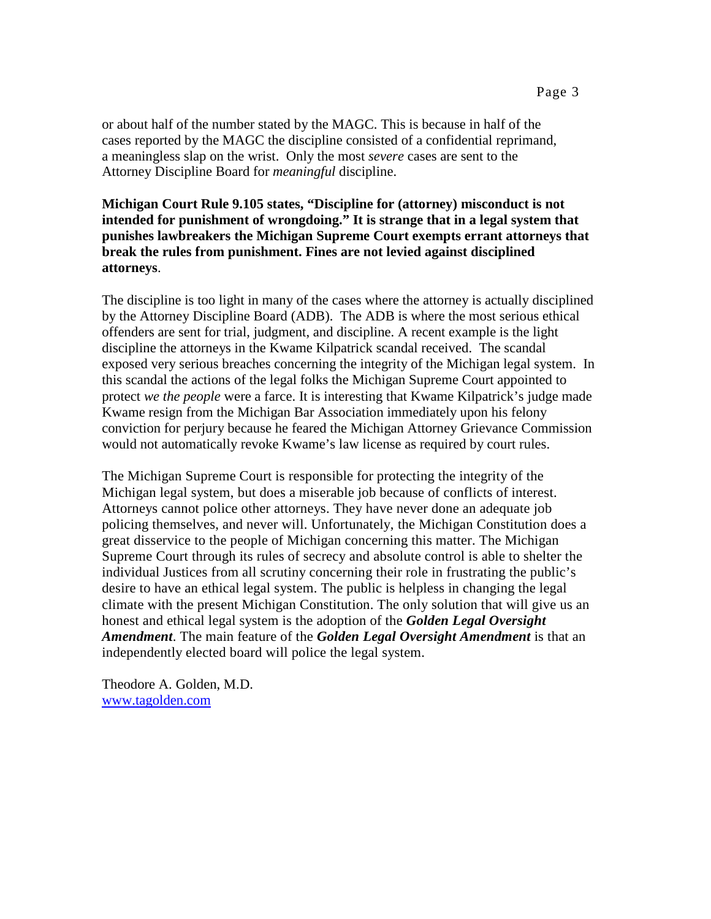or about half of the number stated by the MAGC. This is because in half of the cases reported by the MAGC the discipline consisted of a confidential reprimand, a meaningless slap on the wrist. Only the most *severe* cases are sent to the Attorney Discipline Board for *meaningful* discipline.

**Michigan Court Rule 9.105 states, "Discipline for (attorney) misconduct is not intended for punishment of wrongdoing." It is strange that in a legal system that punishes lawbreakers the Michigan Supreme Court exempts errant attorneys that break the rules from punishment. Fines are not levied against disciplined attorneys**.

The discipline is too light in many of the cases where the attorney is actually disciplined by the Attorney Discipline Board (ADB). The ADB is where the most serious ethical offenders are sent for trial, judgment, and discipline. A recent example is the light discipline the attorneys in the Kwame Kilpatrick scandal received. The scandal exposed very serious breaches concerning the integrity of the Michigan legal system. In this scandal the actions of the legal folks the Michigan Supreme Court appointed to protect *we the people* were a farce. It is interesting that Kwame Kilpatrick's judge made Kwame resign from the Michigan Bar Association immediately upon his felony conviction for perjury because he feared the Michigan Attorney Grievance Commission would not automatically revoke Kwame's law license as required by court rules.

The Michigan Supreme Court is responsible for protecting the integrity of the Michigan legal system, but does a miserable job because of conflicts of interest. Attorneys cannot police other attorneys. They have never done an adequate job policing themselves, and never will. Unfortunately, the Michigan Constitution does a great disservice to the people of Michigan concerning this matter. The Michigan Supreme Court through its rules of secrecy and absolute control is able to shelter the individual Justices from all scrutiny concerning their role in frustrating the public's desire to have an ethical legal system. The public is helpless in changing the legal climate with the present Michigan Constitution. The only solution that will give us an honest and ethical legal system is the adoption of the ***Golden Legal Oversight Amendment***. The main feature of the ***Golden Legal Oversight Amendment*** is that an independently elected board will police the legal system.

Theodore A. Golden, M.D.
www.tagolden.com